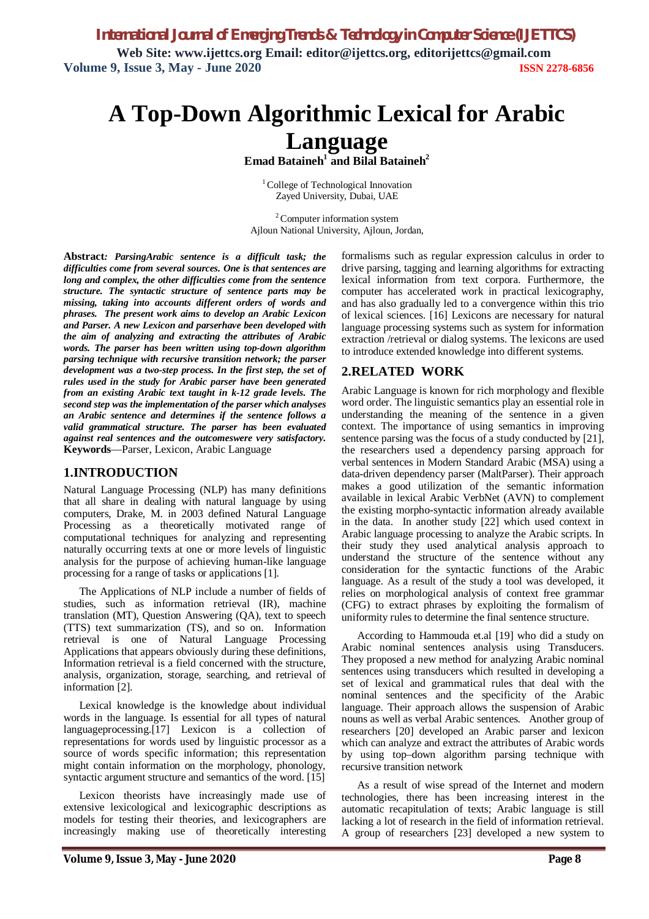# A Top-Down Algorithmic Lexical for Arabic Language

**Emad Bataineh[1] and Bilal Bataineh[2]**

[1] College of Technological Innovation
Zayed University, Dubai, UAE

[2] Computer information system
Ajloun National University, Ajloun, Jordan,

**Abstract:** ***ParsingArabic sentence is a difficult task; the difficulties come from several sources. One is that sentences are long and complex, the other difficulties come from the sentence structure. The syntactic structure of sentence parts may be missing, taking into accounts different orders of words and phrases. The present work aims to develop an Arabic Lexicon and Parser. A new Lexicon and parserhave been developed with the aim of analyzing and extracting the attributes of Arabic words. The parser has been written using top-down algorithm parsing technique with recursive transition network; the parser development was a two-step process. In the first step, the set of rules used in the study for Arabic parser have been generated from an existing Arabic text taught in k-12 grade levels. The second step was the implementation of the parser which analyses an Arabic sentence and determines if the sentence follows a valid grammatical structure. The parser has been evaluated against real sentences and the outcomeswere very satisfactory.***

**Keywords**—Parser, Lexicon, Arabic Language

## 1.INTRODUCTION

Natural Language Processing (NLP) has many definitions that all share in dealing with natural language by using computers, Drake, M. in 2003 defined Natural Language Processing as a theoretically motivated range of computational techniques for analyzing and representing naturally occurring texts at one or more levels of linguistic analysis for the purpose of achieving human-like language processing for a range of tasks or applications [1].

The Applications of NLP include a number of fields of studies, such as information retrieval (IR), machine translation (MT), Question Answering (QA), text to speech (TTS) text summarization (TS), and so on. Information retrieval is one of Natural Language Processing Applications that appears obviously during these definitions, Information retrieval is a field concerned with the structure, analysis, organization, storage, searching, and retrieval of information [2].

Lexical knowledge is the knowledge about individual words in the language. Is essential for all types of natural languageprocessing.[17] Lexicon is a collection of representations for words used by linguistic processor as a source of words specific information; this representation might contain information on the morphology, phonology, syntactic argument structure and semantics of the word. [15]

Lexicon theorists have increasingly made use of extensive lexicological and lexicographic descriptions as models for testing their theories, and lexicographers are increasingly making use of theoretically interesting formalisms such as regular expression calculus in order to drive parsing, tagging and learning algorithms for extracting lexical information from text corpora. Furthermore, the computer has accelerated work in practical lexicography, and has also gradually led to a convergence within this trio of lexical sciences. [16] Lexicons are necessary for natural language processing systems such as system for information extraction /retrieval or dialog systems. The lexicons are used to introduce extended knowledge into different systems.

## 2.RELATED WORK

Arabic Language is known for rich morphology and flexible word order. The linguistic semantics play an essential role in understanding the meaning of the sentence in a given context. The importance of using semantics in improving sentence parsing was the focus of a study conducted by [21], the researchers used a dependency parsing approach for verbal sentences in Modern Standard Arabic (MSA) using a data-driven dependency parser (MaltParser). Their approach makes a good utilization of the semantic information available in lexical Arabic VerbNet (AVN) to complement the existing morpho-syntactic information already available in the data. In another study [22] which used context in Arabic language processing to analyze the Arabic scripts. In their study they used analytical analysis approach to understand the structure of the sentence without any consideration for the syntactic functions of the Arabic language. As a result of the study a tool was developed, it relies on morphological analysis of context free grammar (CFG) to extract phrases by exploiting the formalism of uniformity rules to determine the final sentence structure.

According to Hammouda et.al [19] who did a study on Arabic nominal sentences analysis using Transducers. They proposed a new method for analyzing Arabic nominal sentences using transducers which resulted in developing a set of lexical and grammatical rules that deal with the nominal sentences and the specificity of the Arabic language. Their approach allows the suspension of Arabic nouns as well as verbal Arabic sentences. Another group of researchers [20] developed an Arabic parser and lexicon which can analyze and extract the attributes of Arabic words by using top–down algorithm parsing technique with recursive transition network

As a result of wise spread of the Internet and modern technologies, there has been increasing interest in the automatic recapitulation of texts; Arabic language is still lacking a lot of research in the field of information retrieval. A group of researchers [23] developed a new system to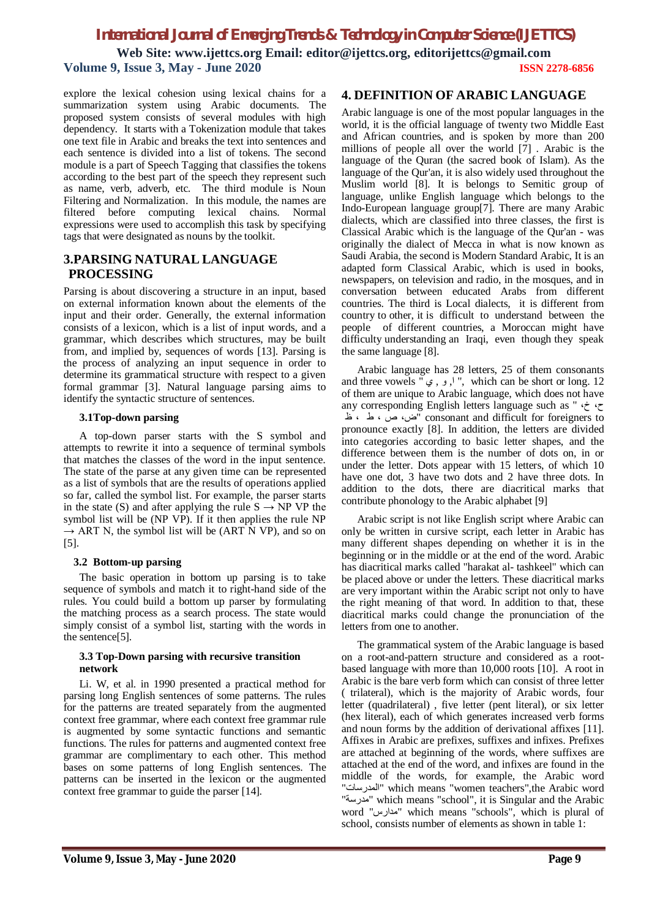explore the lexical cohesion using lexical chains for a summarization system using Arabic documents. The proposed system consists of several modules with high dependency. It starts with a Tokenization module that takes one text file in Arabic and breaks the text into sentences and each sentence is divided into a list of tokens. The second module is a part of Speech Tagging that classifies the tokens according to the best part of the speech they represent such as name, verb, adverb, etc. The third module is Noun Filtering and Normalization. In this module, the names are filtered before computing lexical chains. Normal expressions were used to accomplish this task by specifying tags that were designated as nouns by the toolkit.

## 3.PARSING NATURAL LANGUAGE PROCESSING

Parsing is about discovering a structure in an input, based on external information known about the elements of the input and their order. Generally, the external information consists of a lexicon, which is a list of input words, and a grammar, which describes which structures, may be built from, and implied by, sequences of words [13]. Parsing is the process of analyzing an input sequence in order to determine its grammatical structure with respect to a given formal grammar [3]. Natural language parsing aims to identify the syntactic structure of sentences.

### 3.1Top-down parsing

A top-down parser starts with the S symbol and attempts to rewrite it into a sequence of terminal symbols that matches the classes of the word in the input sentence. The state of the parse at any given time can be represented as a list of symbols that are the results of operations applied so far, called the symbol list. For example, the parser starts in the state (S) and after applying the rule S → NP VP the symbol list will be (NP VP). If it then applies the rule NP → ART N, the symbol list will be (ART N VP), and so on [5].

### 3.2 Bottom-up parsing

The basic operation in bottom up parsing is to take sequence of symbols and match it to right-hand side of the rules. You could build a bottom up parser by formulating the matching process as a search process. The state would simply consist of a symbol list, starting with the words in the sentence[5].

### 3.3 Top-Down parsing with recursive transition network

Li. W, et al. in 1990 presented a practical method for parsing long English sentences of some patterns. The rules for the patterns are treated separately from the augmented context free grammar, where each context free grammar rule is augmented by some syntactic functions and semantic functions. The rules for patterns and augmented context free grammar are complimentary to each other. This method bases on some patterns of long English sentences. The patterns can be inserted in the lexicon or the augmented context free grammar to guide the parser [14].

## 4. DEFINITION OF ARABIC LANGUAGE

Arabic language is one of the most popular languages in the world, it is the official language of twenty two Middle East and African countries, and is spoken by more than 200 millions of people all over the world [7] . Arabic is the language of the Quran (the sacred book of Islam). As the language of the Qur'an, it is also widely used throughout the Muslim world [8]. It is belongs to Semitic group of language, unlike English language which belongs to the Indo-European language group[7]. There are many Arabic dialects, which are classified into three classes, the first is Classical Arabic which is the language of the Qur'an - was originally the dialect of Mecca in what is now known as Saudi Arabia, the second is Modern Standard Arabic, It is an adapted form Classical Arabic, which is used in books, newspapers, on television and radio, in the mosques, and in conversation between educated Arabs from different countries. The third is Local dialects, it is different from country to other, it is difficult to understand between the people of different countries, a Moroccan might have difficulty understanding an Iraqi, even though they speak the same language [8].

Arabic language has 28 letters, 25 of them consonants and three vowels " ي , و ,ا ", which can be short or long. 12 of them are unique to Arabic language, which does not have any corresponding English letters language such as " ح، خ، ض، ص ، ط ، ظ" consonant and difficult for foreigners to pronounce exactly [8]. In addition, the letters are divided into categories according to basic letter shapes, and the difference between them is the number of dots on, in or under the letter. Dots appear with 15 letters, of which 10 have one dot, 3 have two dots and 2 have three dots. In addition to the dots, there are diacritical marks that contribute phonology to the Arabic alphabet [9]

Arabic script is not like English script where Arabic can only be written in cursive script, each letter in Arabic has many different shapes depending on whether it is in the beginning or in the middle or at the end of the word. Arabic has diacritical marks called "harakat al- tashkeel" which can be placed above or under the letters. These diacritical marks are very important within the Arabic script not only to have the right meaning of that word. In addition to that, these diacritical marks could change the pronunciation of the letters from one to another.

The grammatical system of the Arabic language is based on a root-and-pattern structure and considered as a root-based language with more than 10,000 roots [10]. A root in Arabic is the bare verb form which can consist of three letter ( trilateral), which is the majority of Arabic words, four letter (quadrilateral) , five letter (pent literal), or six letter (hex literal), each of which generates increased verb forms and noun forms by the addition of derivational affixes [11]. Affixes in Arabic are prefixes, suffixes and infixes. Prefixes are attached at beginning of the words, where suffixes are attached at the end of the word, and infixes are found in the middle of the words, for example, the Arabic word "المدرسات" which means "women teachers",the Arabic word "مدرسة" which means "school", it is Singular and the Arabic word "مدارس" which means "schools", which is plural of school, consists number of elements as shown in table 1: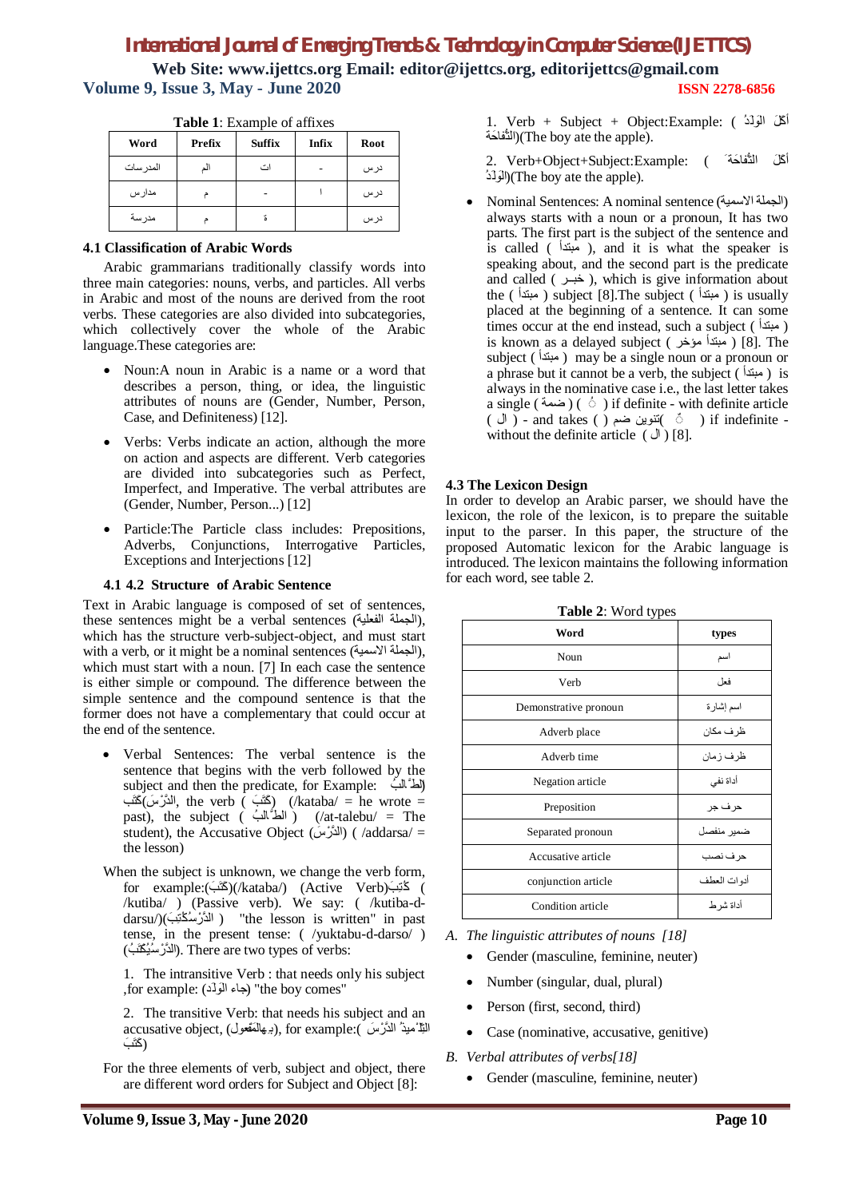**Table 1**: Example of affixes

| Word | Prefix | Suffix | Infix | Root |
|---|---|---|---|---|
| المدرسات | الم | ات | - | درس |
| مدارس | م | - | ا | درس |
| مدرسة | م | ة | | درس |

### 4.1 Classification of Arabic Words

Arabic grammarians traditionally classify words into three main categories: nouns, verbs, and particles. All verbs in Arabic and most of the nouns are derived from the root verbs. These categories are also divided into subcategories, which collectively cover the whole of the Arabic language.These categories are:

- Noun:A noun in Arabic is a name or a word that describes a person, thing, or idea, the linguistic attributes of nouns are (Gender, Number, Person, Case, and Definiteness) [12].
- Verbs: Verbs indicate an action, although the more on action and aspects are different. Verb categories are divided into subcategories such as Perfect, Imperfect, and Imperative. The verbal attributes are (Gender, Number, Person...) [12]
- Particle:The Particle class includes: Prepositions, Adverbs, Conjunctions, Interrogative Particles, Exceptions and Interjections [12]

### 4.1 4.2 Structure of Arabic Sentence

Text in Arabic language is composed of set of sentences, these sentences might be a verbal sentences (الجملة الفعلية), which has the structure verb-subject-object, and must start with a verb, or it might be a nominal sentences (الجملة الاسمية), which must start with a noun. [7] In each case the sentence is either simple or compound. The difference between the simple sentence and the compound sentence is that the former does not have a complementary that could occur at the end of the sentence.

- Verbal Sentences: The verbal sentence is the sentence that begins with the verb followed by the subject and then the predicate, for Example: (كَتَبَ الطَّالبُ الدَّرْسَ), the verb ( كَتَبَ ) (/kataba/ = he wrote = past), the subject ( الطَّالبُ ) (/at-talebu/ = The student), the Accusative Object (الدَّرْسَ) ( /addarsa/ = the lesson)

When the subject is unknown, we change the verb form, for example:(كَتَبَ)(/kataba/) (Active Verb)كُتِبَ ( /kutiba/ ) (Passive verb). We say: ( /kutiba-d-darsu/)(كُتِبَ الدَّرْسُ ) "the lesson is written" in past tense, in the present tense: ( /yuktabu-d-darso/ ) (يُكْتَبُ الدَّرْسُ). There are two types of verbs:

1. The intransitive Verb : that needs only his subject ,for example: (جاء الولد) "the boy comes"

2. The transitive Verb: that needs his subject and an accusative object, (مفعول به), for example:( كَتَبَ التِّلْميذُ الدَّرْسَ)

For the three elements of verb, subject and object, there are different word orders for Subject and Object [8]:

1. Verb + Subject + Object:Example: ( أكَلَ الوَلَدُ التُّفاحَةَ)(The boy ate the apple).

2. Verb+Object+Subject:Example: ( أكَلَ التُّفاحَةَ الوَلَدُ)(The boy ate the apple).

- Nominal Sentences: A nominal sentence (الجملة الاسمية) always starts with a noun or a pronoun, It has two parts. The first part is the subject of the sentence and is called ( مبتدأ ), and it is what the speaker is speaking about, and the second part is the predicate and called ( خبـر ), which is give information about the ( مبتدأ ) subject [8].The subject ( مبتدأ ) is usually placed at the beginning of a sentence. It can some times occur at the end instead, such a subject ( مبتدأ ) is known as a delayed subject ( مبتدأ مؤخر ) [8]. The subject ( مبتدأ ) may be a single noun or a pronoun or a phrase but it cannot be a verb, the subject ( مبتدأ ) is always in the nominative case i.e., the last letter takes a single ( ضمة ) ( ُ ) if definite - with definite article ( ال ) - and takes ( تنوين ضم ) ( ٌ ) if indefinite - without the definite article ( ال ) [8].

### 4.3 The Lexicon Design

In order to develop an Arabic parser, we should have the lexicon, the role of the lexicon, is to prepare the suitable input to the parser. In this paper, the structure of the proposed Automatic lexicon for the Arabic language is introduced. The lexicon maintains the following information for each word, see table 2.

**Table 2**: Word types

| Word | types |
|---|---|
| Noun | اسم |
| Verb | فعل |
| Demonstrative pronoun | اسم إشارة |
| Adverb place | ظرف مكان |
| Adverb time | ظرف زمان |
| Negation article | أداة نفي |
| Preposition | حرف جر |
| Separated pronoun | ضمير منفصل |
| Accusative article | حرف نصب |
| conjunction article | أدوات العطف |
| Condition article | أداة شرط |

*A. The linguistic attributes of nouns [18]*

- Gender (masculine, feminine, neuter)
- Number (singular, dual, plural)
- Person (first, second, third)
- Case (nominative, accusative, genitive)

*B. Verbal attributes of verbs[18]*

- Gender (masculine, feminine, neuter)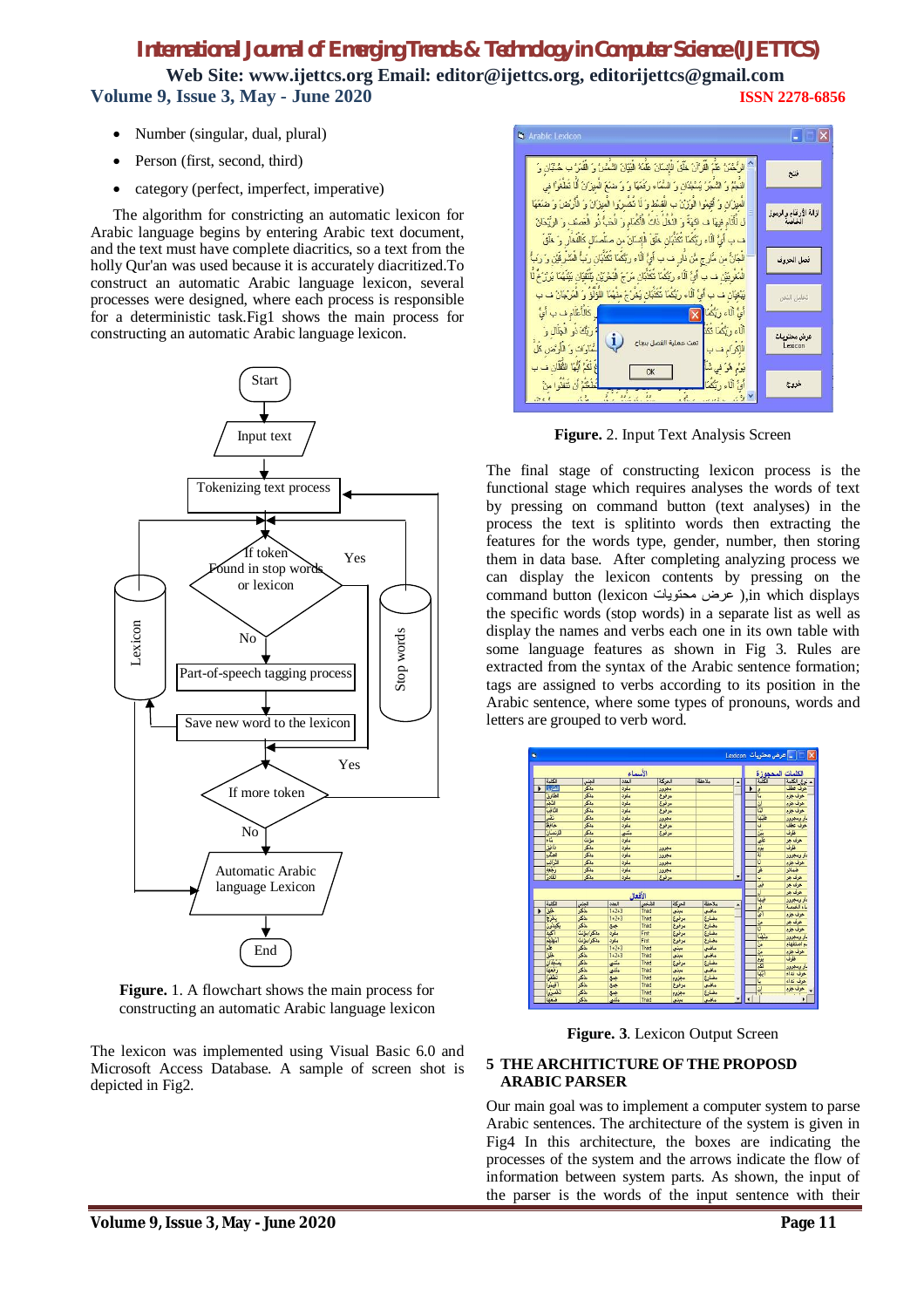- Number (singular, dual, plural)
- Person (first, second, third)
- category (perfect, imperfect, imperative)

The algorithm for constricting an automatic lexicon for Arabic language begins by entering Arabic text document, and the text must have complete diacritics, so a text from the holly Qur'an was used because it is accurately diacritized.To construct an automatic Arabic language lexicon, several processes were designed, each process is responsible for a deterministic task.Fig1 shows the main process for constructing an automatic Arabic language lexicon.

**Figure.** 1. A flowchart shows the main process for constructing an automatic Arabic language lexicon

The lexicon was implemented using Visual Basic 6.0 and Microsoft Access Database. A sample of screen shot is depicted in Fig2.

**Figure.** 2. Input Text Analysis Screen

The final stage of constructing lexicon process is the functional stage which requires analyses the words of text by pressing on command button (text analyses) in the process the text is splitinto words then extracting the features for the words type, gender, number, then storing them in data base. After completing analyzing process we can display the lexicon contents by pressing on the command button (lexicon عرض محتويات ),in which displays the specific words (stop words) in a separate list as well as display the names and verbs each one in its own table with some language features as shown in Fig 3. Rules are extracted from the syntax of the Arabic sentence formation; tags are assigned to verbs according to its position in the Arabic sentence, where some types of pronouns, words and letters are grouped to verb word.

**Figure.** 3. Lexicon Output Screen

## 5 THE ARCHITICTURE OF THE PROPOSD ARABIC PARSER

Our main goal was to implement a computer system to parse Arabic sentences. The architecture of the system is given in Fig4 In this architecture, the boxes are indicating the processes of the system and the arrows indicate the flow of information between system parts. As shown, the input of the parser is the words of the input sentence with their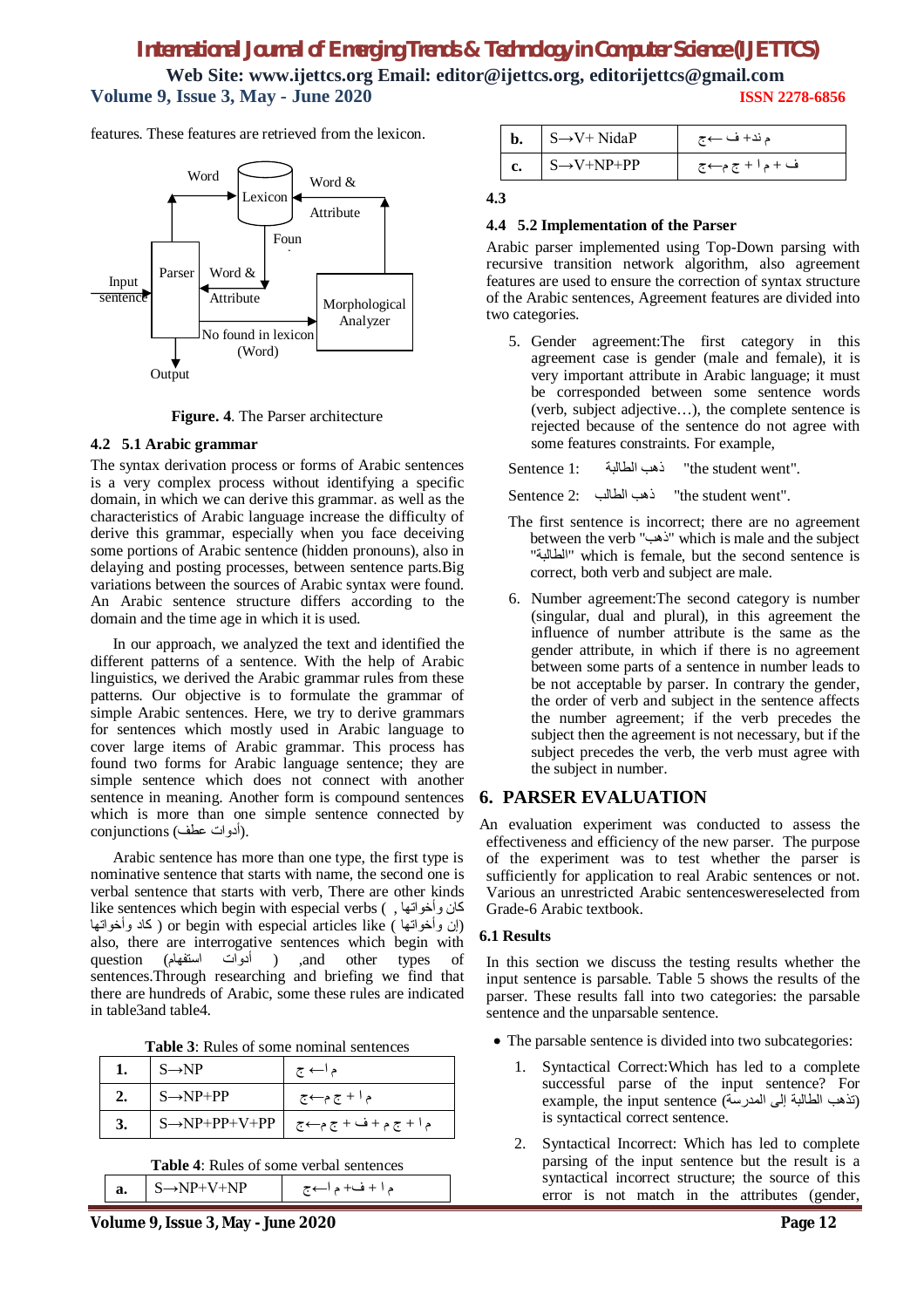features. These features are retrieved from the lexicon.

Word | Lexicon | Word & Attribute | Foun | Input sentence | Parser | Word & Attribute | Morphological Analyzer | No found in lexicon (Word) | Output

**Figure. 4**. The Parser architecture

### 4.2 5.1 Arabic grammar

The syntax derivation process or forms of Arabic sentences is a very complex process without identifying a specific domain, in which we can derive this grammar. as well as the characteristics of Arabic language increase the difficulty of derive this grammar, especially when you face deceiving some portions of Arabic sentence (hidden pronouns), also in delaying and posting processes, between sentence parts.Big variations between the sources of Arabic syntax were found. An Arabic sentence structure differs according to the domain and the time age in which it is used.

In our approach, we analyzed the text and identified the different patterns of a sentence. With the help of Arabic linguistics, we derived the Arabic grammar rules from these patterns. Our objective is to formulate the grammar of simple Arabic sentences. Here, we try to derive grammars for sentences which mostly used in Arabic language to cover large items of Arabic grammar. This process has found two forms for Arabic language sentence; they are simple sentence which does not connect with another sentence in meaning. Another form is compound sentences which is more than one simple sentence connected by conjunctions (أدوات عطف).

Arabic sentence has more than one type, the first type is nominative sentence that starts with name, the second one is verbal sentence that starts with verb, There are other kinds like sentences which begin with especial verbs ( كان وأخواتها , كاد وأخواتها ) or begin with especial articles like ( إن وأخواتها) also, there are interrogative sentences which begin with question (أدوات استفهام) ,and other types of sentences.Through researching and briefing we find that there are hundreds of Arabic, some these rules are indicated in table3and table4.

**Table 3**: Rules of some nominal sentences

| | | |
|---|---|---|
| **1.** | S→NP | م ا ← ج |
| **2.** | S→NP+PP | م ا + ج م←ج |
| **3.** | S→NP+PP+V+PP | م ا ج م + ف + ج م←ج |

**Table 4**: Rules of some verbal sentences

| | | |
|---|---|---|
| **a.** | S→NP+V+NP | م ا + ف+ م ا←ج |
| **b.** | S→V+ NidaP | م ند+ ف ←ج |
| **c.** | S→V+NP+PP | ف + م ا + ج م←ج |

### 4.3

### 4.4 5.2 Implementation of the Parser

Arabic parser implemented using Top-Down parsing with recursive transition network algorithm, also agreement features are used to ensure the correction of syntax structure of the Arabic sentences, Agreement features are divided into two categories.

5. Gender agreement:The first category in this agreement case is gender (male and female), it is very important attribute in Arabic language; it must be corresponded between some sentence words (verb, subject adjective…), the complete sentence is rejected because of the sentence do not agree with some features constraints. For example,

Sentence 1: ذهب الطالبة "the student went".

Sentence 2: ذهب الطالب "the student went".

The first sentence is incorrect; there are no agreement between the verb "ذهب" which is male and the subject "الطالبة" which is female, but the second sentence is correct, both verb and subject are male.

6. Number agreement:The second category is number (singular, dual and plural), in this agreement the influence of number attribute is the same as the gender attribute, in which if there is no agreement between some parts of a sentence in number leads to be not acceptable by parser. In contrary the gender, the order of verb and subject in the sentence affects the number agreement; if the verb precedes the subject then the agreement is not necessary, but if the subject precedes the verb, the verb must agree with the subject in number.

## 6. PARSER EVALUATION

An evaluation experiment was conducted to assess the effectiveness and efficiency of the new parser. The purpose of the experiment was to test whether the parser is sufficiently for application to real Arabic sentences or not. Various an unrestricted Arabic sentenceswereselected from Grade-6 Arabic textbook.

### 6.1 Results

In this section we discuss the testing results whether the input sentence is parsable. Table 5 shows the results of the parser. These results fall into two categories: the parsable sentence and the unparsable sentence.

- The parsable sentence is divided into two subcategories:

  1. Syntactical Correct:Which has led to a complete successful parse of the input sentence? For example, the input sentence (تذهب الطالبة إلى المدرسة) is syntactical correct sentence.

  2. Syntactical Incorrect: Which has led to complete parsing of the input sentence but the result is a syntactical incorrect structure; the source of this error is not match in the attributes (gender,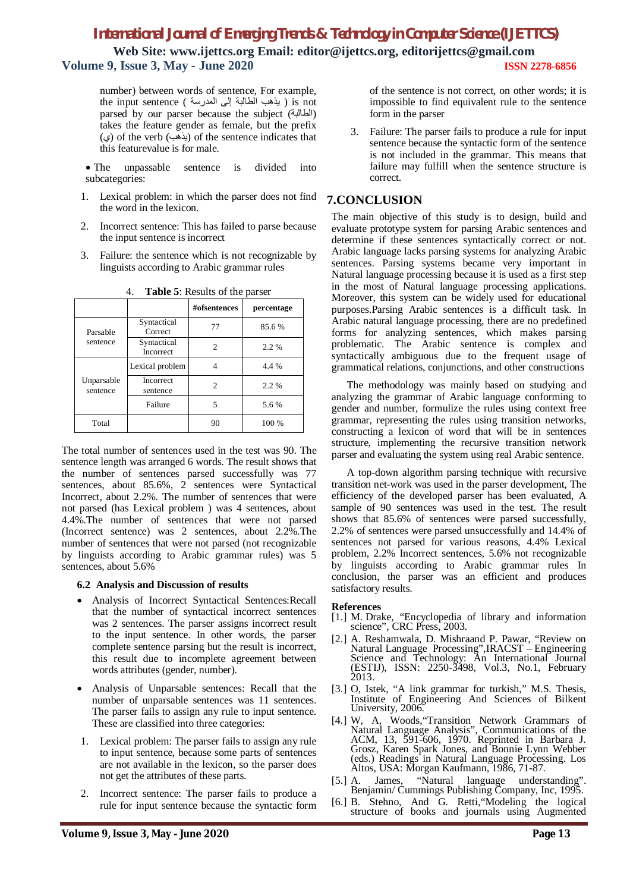number) between words of sentence, For example, the input sentence ( يذهب الطالبة إلى المدرسة ) is not parsed by our parser because the subject (الطالبة) takes the feature gender as female, but the prefix (ي) of the verb (يذهب) of the sentence indicates that this featurevalue is for male.

- The unpassable sentence is divided into subcategories:

1. Lexical problem: in which the parser does not find the word in the lexicon.
2. Incorrect sentence: This has failed to parse because the input sentence is incorrect
3. Failure: the sentence which is not recognizable by linguists according to Arabic grammar rules

4. **Table 5**: Results of the parser

| | | #ofsentences | percentage |
|---|---|---|---|
| Parsable sentence | Syntactical Correct | 77 | 85.6 % |
| | Syntactical Incorrect | 2 | 2.2 % |
| Unparsable sentence | Lexical problem | 4 | 4.4 % |
| | Incorrect sentence | 2 | 2.2 % |
| | Failure | 5 | 5.6 % |
| Total | | 90 | 100 % |

The total number of sentences used in the test was 90. The sentence length was arranged 6 words. The result shows that the number of sentences parsed successfully was 77 sentences, about 85.6%, 2 sentences were Syntactical Incorrect, about 2.2%. The number of sentences that were not parsed (has Lexical problem ) was 4 sentences, about 4.4%.The number of sentences that were not parsed (Incorrect sentence) was 2 sentences, about 2.2%.The number of sentences that were not parsed (not recognizable by linguists according to Arabic grammar rules) was 5 sentences, about 5.6%

### 6.2 Analysis and Discussion of results

- Analysis of Incorrect Syntactical Sentences:Recall that the number of syntactical incorrect sentences was 2 sentences. The parser assigns incorrect result to the input sentence. In other words, the parser complete sentence parsing but the result is incorrect, this result due to incomplete agreement between words attributes (gender, number).
- Analysis of Unparsable sentences: Recall that the number of unparsable sentences was 11 sentences. The parser fails to assign any rule to input sentence. These are classified into three categories:

1. Lexical problem: The parser fails to assign any rule to input sentence, because some parts of sentences are not available in the lexicon, so the parser does not get the attributes of these parts.
2. Incorrect sentence: The parser fails to produce a rule for input sentence because the syntactic form of the sentence is not correct, on other words; it is impossible to find equivalent rule to the sentence form in the parser
3. Failure: The parser fails to produce a rule for input sentence because the syntactic form of the sentence is not included in the grammar. This means that failure may fulfill when the sentence structure is correct.

## 7.CONCLUSION

The main objective of this study is to design, build and evaluate prototype system for parsing Arabic sentences and determine if these sentences syntactically correct or not. Arabic language lacks parsing systems for analyzing Arabic sentences. Parsing systems became very important in Natural language processing because it is used as a first step in the most of Natural language processing applications. Moreover, this system can be widely used for educational purposes.Parsing Arabic sentences is a difficult task. In Arabic natural language processing, there are no predefined forms for analyzing sentences, which makes parsing problematic. The Arabic sentence is complex and syntactically ambiguous due to the frequent usage of grammatical relations, conjunctions, and other constructions

The methodology was mainly based on studying and analyzing the grammar of Arabic language conforming to gender and number, formulize the rules using context free grammar, representing the rules using transition networks, constructing a lexicon of word that will be in sentences structure, implementing the recursive transition network parser and evaluating the system using real Arabic sentence.

A top-down algorithm parsing technique with recursive transition net-work was used in the parser development, The efficiency of the developed parser has been evaluated, A sample of 90 sentences was used in the test. The result shows that 85.6% of sentences were parsed successfully, 2.2% of sentences were parsed unsuccessfully and 14.4% of sentences not parsed for various reasons, 4.4% Lexical problem, 2.2% Incorrect sentences, 5.6% not recognizable by linguists according to Arabic grammar rules In conclusion, the parser was an efficient and produces satisfactory results.

### References

[1.] M. Drake, "Encyclopedia of library and information science", CRC Press, 2003.

[2.] A. Reshamwala, D. Mishraand P. Pawar, "Review on Natural Language Processing",IRACST – Engineering Science and Technology: An International Journal (ESTIJ), ISSN: 2250-3498, Vol.3, No.1, February 2013.

[3.] O, Istek, "A link grammar for turkish," M.S. Thesis, Institute of Engineering And Sciences of Bilkent University, 2006.

[4.] W, A, Woods,"Transition Network Grammars of Natural Language Analysis", Communications of the ACM, 13, 591-606, 1970. Reprinted in Barbara J. Grosz, Karen Spark Jones, and Bonnie Lynn Webber (eds.) Readings in Natural Language Processing. Los Altos, USA: Morgan Kaufmann, 1986, 71-87.

[5.] A. James, "Natural language understanding". Benjamin/ Cummings Publishing Company, Inc, 1995.

[6.] B. Stehno, And G. Retti,"Modeling the logical structure of books and journals using Augmented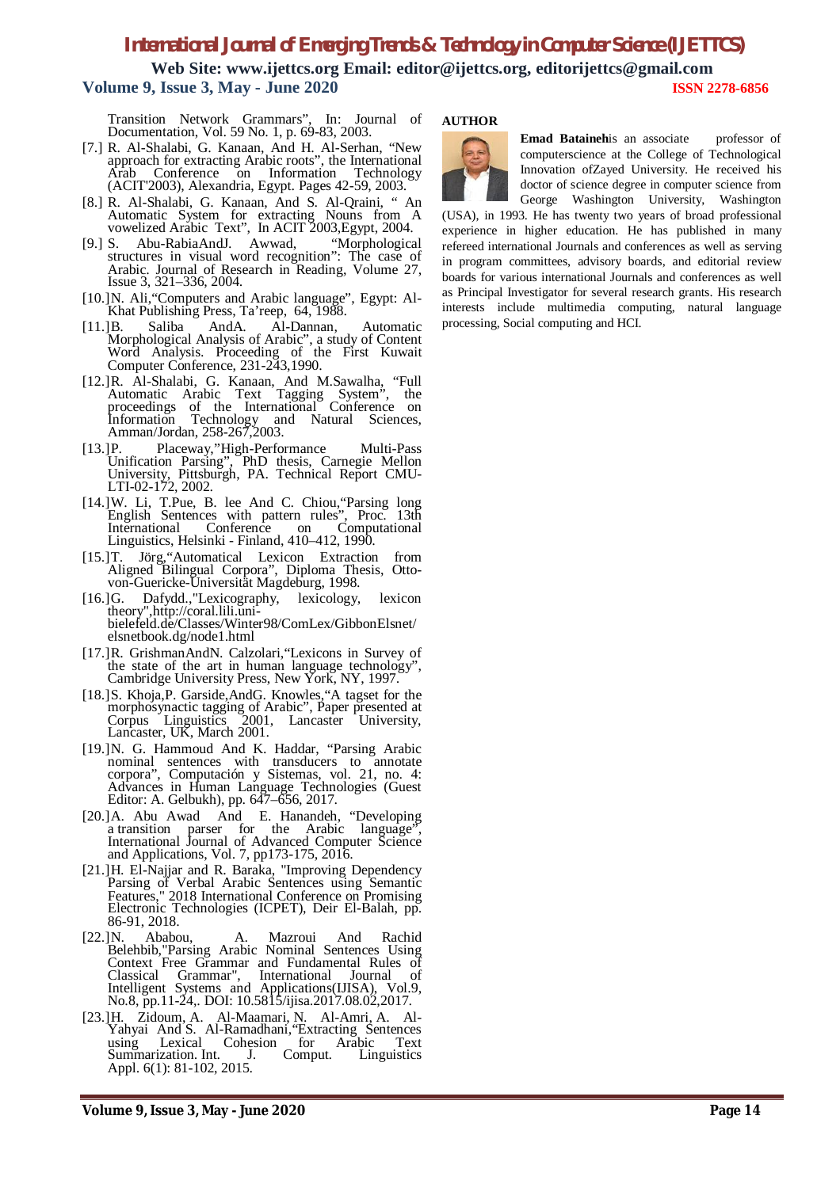Transition Network Grammars", In: Journal of Documentation, Vol. 59 No. 1, p. 69-83, 2003.

[7.] R. Al-Shalabi, G. Kanaan, And H. Al-Serhan, "New approach for extracting Arabic roots", the International Arab Conference on Information Technology (ACIT'2003), Alexandria, Egypt. Pages 42-59, 2003.

[8.] R. Al-Shalabi, G. Kanaan, And S. Al-Qraini, " An Automatic System for extracting Nouns from A vowelized Arabic Text", In ACIT 2003,Egypt, 2004.

[9.] S. Abu-RabiaAndJ. Awwad, "Morphological structures in visual word recognition": The case of Arabic. Journal of Research in Reading, Volume 27, Issue 3, 321–336, 2004.

[10.]N. Ali,"Computers and Arabic language", Egypt: Al-Khat Publishing Press, Ta'reep, 64, 1988.

[11.]B. Saliba AndA. Al-Dannan, Automatic Morphological Analysis of Arabic", a study of Content Word Analysis. Proceeding of the First Kuwait Computer Conference, 231-243,1990.

[12.]R. Al-Shalabi, G. Kanaan, And M.Sawalha, "Full Automatic Arabic Text Tagging System", the proceedings of the International Conference on Information Technology and Natural Sciences, Amman/Jordan, 258-267,2003.

[13.]P. Placeway,"High-Performance Multi-Pass Unification Parsing", PhD thesis, Carnegie Mellon University, Pittsburgh, PA. Technical Report CMU-LTI-02-172, 2002.

[14.]W. Li, T.Pue, B. lee And C. Chiou,"Parsing long English Sentences with pattern rules", Proc. 13th International Conference on Computational Linguistics, Helsinki - Finland, 410–412, 1990.

[15.]T. Jörg,"Automatical Lexicon Extraction from Aligned Bilingual Corpora", Diploma Thesis, Otto-von-Guericke-Universität Magdeburg, 1998.

[16.]G. Dafydd.,"Lexicography, lexicology, lexicon theory",http://coral.lili.uni-bielefeld.de/Classes/Winter98/ComLex/GibbonElsnet/elsnetbook.dg/node1.html

[17.]R. GrishmanAndN. Calzolari,"Lexicons in Survey of the state of the art in human language technology", Cambridge University Press, New York, NY, 1997.

[18.]S. Khoja,P. Garside,AndG. Knowles,"A tagset for the morphosynactic tagging of Arabic", Paper presented at Corpus Linguistics 2001, Lancaster University, Lancaster, UK, March 2001.

[19.]N. G. Hammoud And K. Haddar, "Parsing Arabic nominal sentences with transducers to annotate corpora", Computación y Sistemas, vol. 21, no. 4: Advances in Human Language Technologies (Guest Editor: A. Gelbukh), pp. 647–656, 2017.

[20.]A. Abu Awad And E. Hanandeh, "Developing a transition parser for the Arabic language", International Journal of Advanced Computer Science and Applications, Vol. 7, pp173-175, 2016.

[21.]H. El-Najjar and R. Baraka, "Improving Dependency Parsing of Verbal Arabic Sentences using Semantic Features," 2018 International Conference on Promising Electronic Technologies (ICPET), Deir El-Balah, pp. 86-91, 2018.

[22.]N. Ababou, A. Mazroui And Rachid Belehbib,"Parsing Arabic Nominal Sentences Using Context Free Grammar and Fundamental Rules of Classical Grammar", International Journal of Intelligent Systems and Applications(IJISA), Vol.9, No.8, pp.11-24,. DOI: 10.5815/ijisa.2017.08.02,2017.

[23.]H. Zidoum, A. Al-Maamari, N. Al-Amri, A. Al-Yahyai And S. Al-Ramadhani,"Extracting Sentences using Lexical Cohesion for Arabic Text Summarization. Int. J. Comput. Linguistics Appl. 6(1): 81-102, 2015.

## AUTHOR

**Emad Bataineh** is an associate professor of computerscience at the College of Technological Innovation ofZayed University. He received his doctor of science degree in computer science from George Washington University, Washington (USA), in 1993. He has twenty two years of broad professional experience in higher education. He has published in many refereed international Journals and conferences as well as serving in program committees, advisory boards, and editorial review boards for various international Journals and conferences as well as Principal Investigator for several research grants. His research interests include multimedia computing, natural language processing, Social computing and HCI.